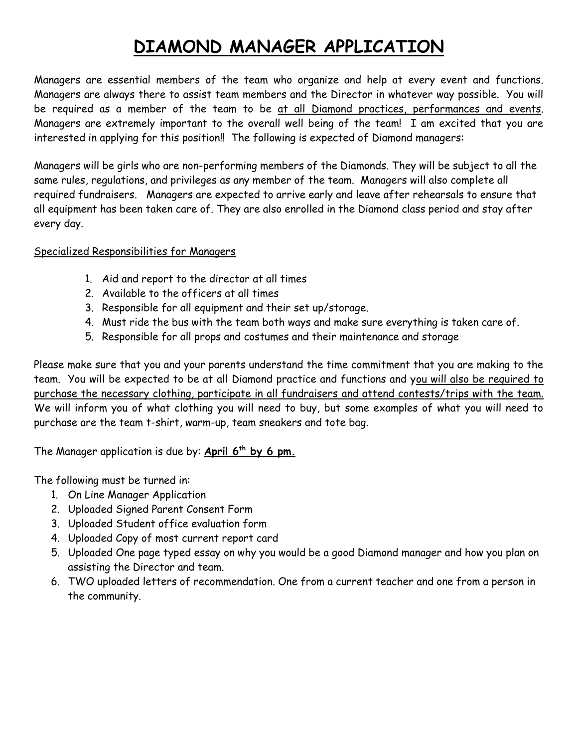# DIAMOND MANAGER APPLICATION

Managers are essential members of the team who organize and help at every event and functions. Managers are always there to assist team members and the Director in whatever way possible. You will be required as a member of the team to be <u>at all Diamond practices, performances and events</u>. Managers are extremely important to the overall well being of the team! I am excited that you are interested in applying for this position!! The following is expected of Diamond managers:

Managers will be girls who are non-performing members of the Diamonds. They will be subject to all the same rules, regulations, and privileges as any member of the team. Managers will also complete all required fundraisers. Managers are expected to arrive early and leave after rehearsals to ensure that all equipment has been taken care of. They are also enrolled in the Diamond class period and stay after every day.

<u>Specialized Responsibilities for Managers</u>

1. Aid and report to the director at all times
2. Available to the officers at all times
3. Responsible for all equipment and their set up/storage.
4. Must ride the bus with the team both ways and make sure everything is taken care of.
5. Responsible for all props and costumes and their maintenance and storage

Please make sure that you and your parents understand the time commitment that you are making to the team. You will be expected to be at all Diamond practice and functions and <u>you will also be required to purchase the necessary clothing, participate in all fundraisers and attend contests/trips with the team.</u> We will inform you of what clothing you will need to buy, but some examples of what you will need to purchase are the team t-shirt, warm-up, team sneakers and tote bag.

The Manager application is due by: **<u>April 6th by 6 pm.</u>**

The following must be turned in:

1. On Line Manager Application
2. Uploaded Signed Parent Consent Form
3. Uploaded Student office evaluation form
4. Uploaded Copy of most current report card
5. Uploaded One page typed essay on why you would be a good Diamond manager and how you plan on assisting the Director and team.
6. TWO uploaded letters of recommendation. One from a current teacher and one from a person in the community.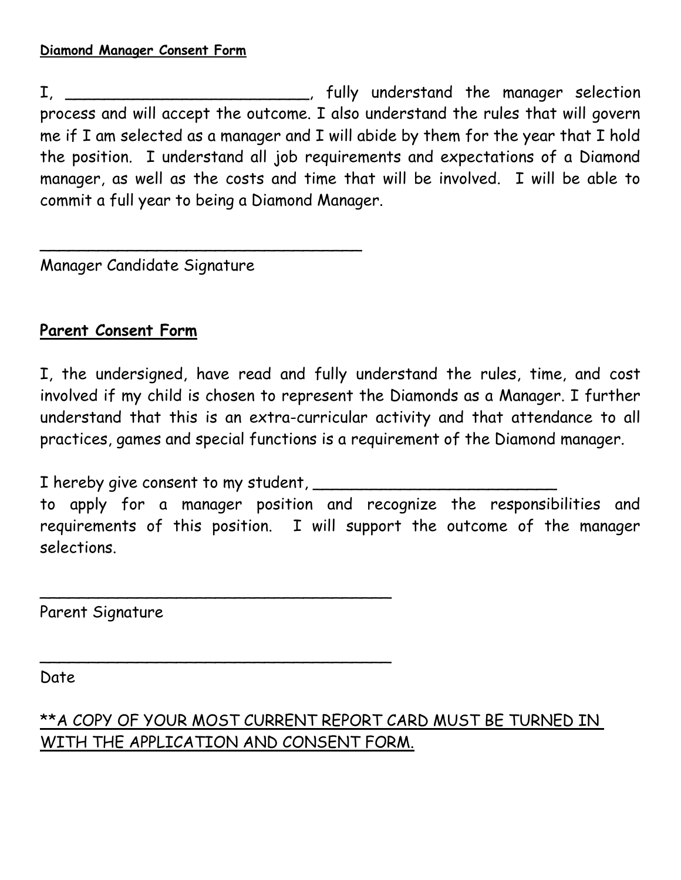**Diamond Manager Consent Form**

I, ________________________, fully understand the manager selection process and will accept the outcome. I also understand the rules that will govern me if I am selected as a manager and I will abide by them for the year that I hold the position. I understand all job requirements and expectations of a Diamond manager, as well as the costs and time that will be involved. I will be able to commit a full year to being a Diamond Manager.

________________________________

Manager Candidate Signature

## Parent Consent Form

I, the undersigned, have read and fully understand the rules, time, and cost involved if my child is chosen to represent the Diamonds as a Manager. I further understand that this is an extra-curricular activity and that attendance to all practices, games and special functions is a requirement of the Diamond manager.

I hereby give consent to my student, ________________________ to apply for a manager position and recognize the responsibilities and requirements of this position. I will support the outcome of the manager selections.

________________________________

Parent Signature

________________________________

Date

<u>**A COPY OF YOUR MOST CURRENT REPORT CARD MUST BE TURNED IN WITH THE APPLICATION AND CONSENT FORM.</u>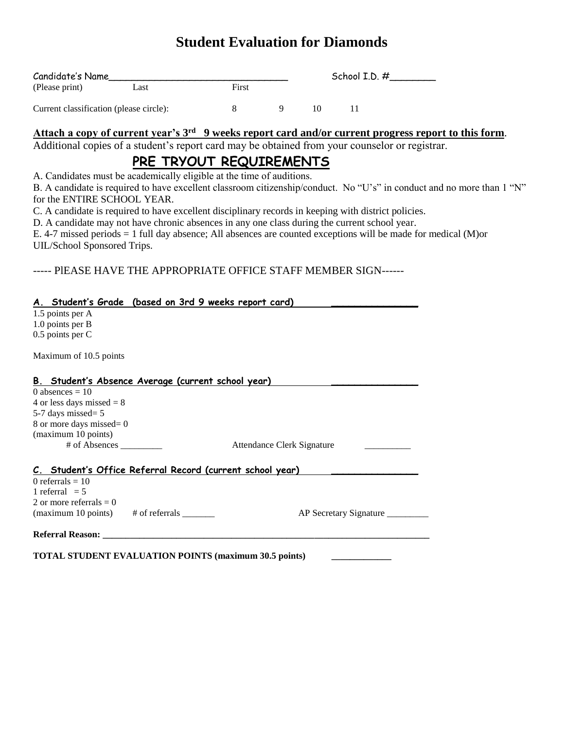# Student Evaluation for Diamonds

Candidate's Name________________________________ School I.D. #________

(Please print) Last First

Current classification (please circle): 8 9 10 11

**Attach a copy of current year's 3rd 9 weeks report card and/or current progress report to this form**.
Additional copies of a student's report card may be obtained from your counselor or registrar.

## PRE TRYOUT REQUIREMENTS

A. Candidates must be academically eligible at the time of auditions.
B. A candidate is required to have excellent classroom citizenship/conduct. No "U's" in conduct and no more than 1 "N" for the ENTIRE SCHOOL YEAR.
C. A candidate is required to have excellent disciplinary records in keeping with district policies.
D. A candidate may not have chronic absences in any one class during the current school year.
E. 4-7 missed periods = 1 full day absence; All absences are counted exceptions will be made for medical (M)or UIL/School Sponsored Trips.

----- PlEASE HAVE THE APPROPRIATE OFFICE STAFF MEMBER SIGN------

**A. Student's Grade (based on 3rd 9 weeks report card)** _______________

1.5 points per A
1.0 points per B
0.5 points per C

Maximum of 10.5 points

**B. Student's Absence Average (current school year)** _______________

0 absences = 10
4 or less days missed = 8
5-7 days missed= 5
8 or more days missed= 0
(maximum 10 points)

\# of Absences _________ Attendance Clerk Signature __________

**C. Student's Office Referral Record (current school year)** _______________

0 referrals = 10
1 referral = 5
2 or more referrals = 0
(maximum 10 points) # of referrals _______ AP Secretary Signature _________

**Referral Reason: ___________________________________________________________________________**

**TOTAL STUDENT EVALUATION POINTS (maximum 30.5 points)** _____________